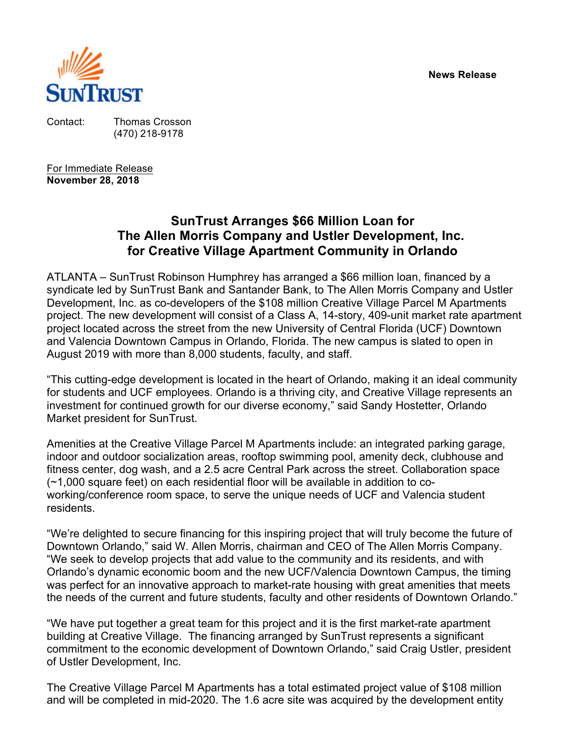SUNTRUST

**News Release**

Contact: Thomas Crosson
(470) 218-9178

For Immediate Release
**November 28, 2018**

# SunTrust Arranges $66 Million Loan for The Allen Morris Company and Ustler Development, Inc. for Creative Village Apartment Community in Orlando

ATLANTA – SunTrust Robinson Humphrey has arranged a $66 million loan, financed by a syndicate led by SunTrust Bank and Santander Bank, to The Allen Morris Company and Ustler Development, Inc. as co-developers of the $108 million Creative Village Parcel M Apartments project. The new development will consist of a Class A, 14-story, 409-unit market rate apartment project located across the street from the new University of Central Florida (UCF) Downtown and Valencia Downtown Campus in Orlando, Florida. The new campus is slated to open in August 2019 with more than 8,000 students, faculty, and staff.

"This cutting-edge development is located in the heart of Orlando, making it an ideal community for students and UCF employees. Orlando is a thriving city, and Creative Village represents an investment for continued growth for our diverse economy," said Sandy Hostetter, Orlando Market president for SunTrust.

Amenities at the Creative Village Parcel M Apartments include: an integrated parking garage, indoor and outdoor socialization areas, rooftop swimming pool, amenity deck, clubhouse and fitness center, dog wash, and a 2.5 acre Central Park across the street. Collaboration space (~1,000 square feet) on each residential floor will be available in addition to co-working/conference room space, to serve the unique needs of UCF and Valencia student residents.

"We're delighted to secure financing for this inspiring project that will truly become the future of Downtown Orlando," said W. Allen Morris, chairman and CEO of The Allen Morris Company. "We seek to develop projects that add value to the community and its residents, and with Orlando's dynamic economic boom and the new UCF/Valencia Downtown Campus, the timing was perfect for an innovative approach to market-rate housing with great amenities that meets the needs of the current and future students, faculty and other residents of Downtown Orlando."

"We have put together a great team for this project and it is the first market-rate apartment building at Creative Village. The financing arranged by SunTrust represents a significant commitment to the economic development of Downtown Orlando," said Craig Ustler, president of Ustler Development, Inc.

The Creative Village Parcel M Apartments has a total estimated project value of $108 million and will be completed in mid-2020. The 1.6 acre site was acquired by the development entity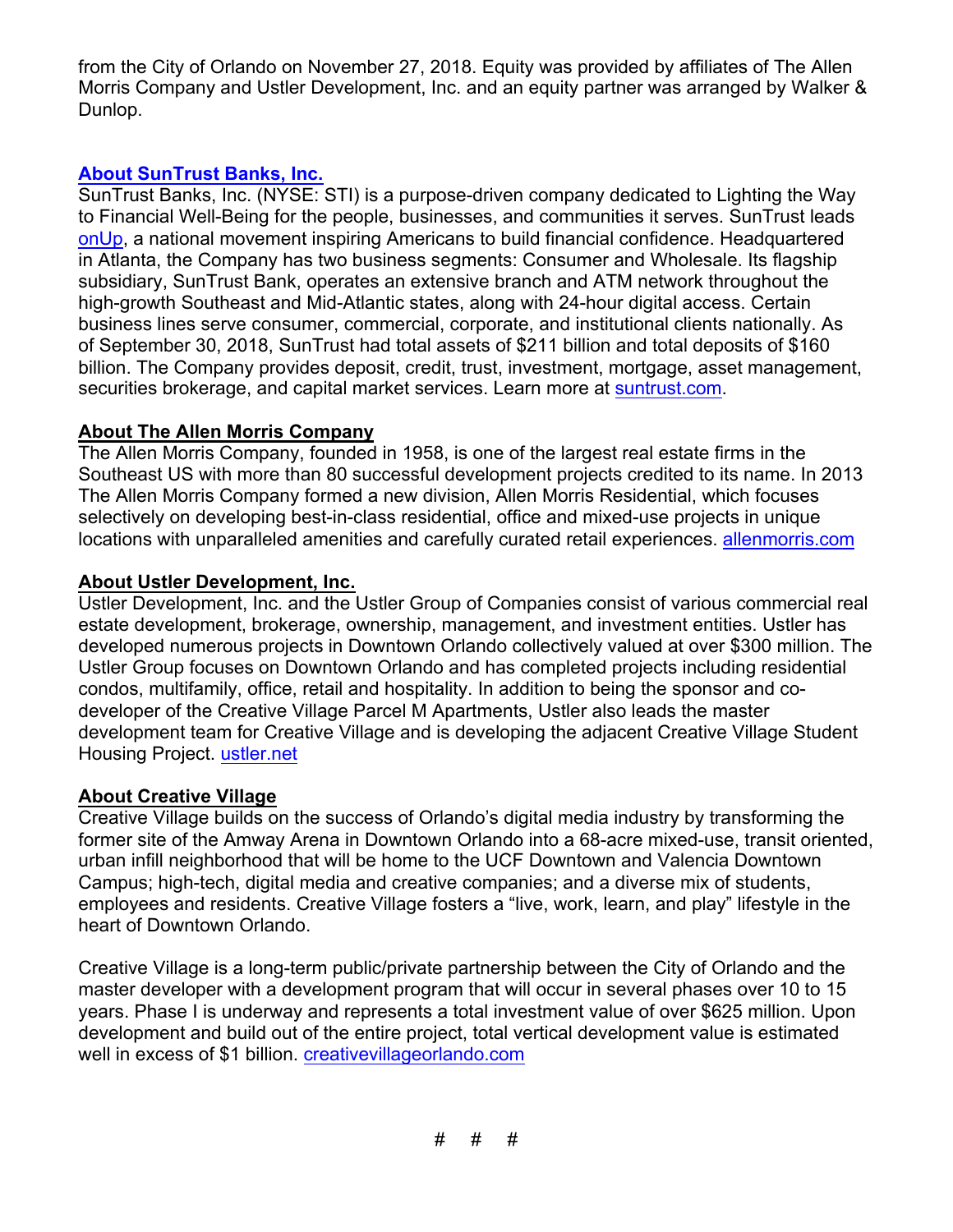from the City of Orlando on November 27, 2018. Equity was provided by affiliates of The Allen Morris Company and Ustler Development, Inc. and an equity partner was arranged by Walker & Dunlop.

**About SunTrust Banks, Inc.**

SunTrust Banks, Inc. (NYSE: STI) is a purpose-driven company dedicated to Lighting the Way to Financial Well-Being for the people, businesses, and communities it serves. SunTrust leads onUp, a national movement inspiring Americans to build financial confidence. Headquartered in Atlanta, the Company has two business segments: Consumer and Wholesale. Its flagship subsidiary, SunTrust Bank, operates an extensive branch and ATM network throughout the high-growth Southeast and Mid-Atlantic states, along with 24-hour digital access. Certain business lines serve consumer, commercial, corporate, and institutional clients nationally. As of September 30, 2018, SunTrust had total assets of $211 billion and total deposits of $160 billion. The Company provides deposit, credit, trust, investment, mortgage, asset management, securities brokerage, and capital market services. Learn more at suntrust.com.

**About The Allen Morris Company**

The Allen Morris Company, founded in 1958, is one of the largest real estate firms in the Southeast US with more than 80 successful development projects credited to its name. In 2013 The Allen Morris Company formed a new division, Allen Morris Residential, which focuses selectively on developing best-in-class residential, office and mixed-use projects in unique locations with unparalleled amenities and carefully curated retail experiences. allenmorris.com

**About Ustler Development, Inc.**

Ustler Development, Inc. and the Ustler Group of Companies consist of various commercial real estate development, brokerage, ownership, management, and investment entities. Ustler has developed numerous projects in Downtown Orlando collectively valued at over $300 million. The Ustler Group focuses on Downtown Orlando and has completed projects including residential condos, multifamily, office, retail and hospitality. In addition to being the sponsor and co-developer of the Creative Village Parcel M Apartments, Ustler also leads the master development team for Creative Village and is developing the adjacent Creative Village Student Housing Project. ustler.net

**About Creative Village**

Creative Village builds on the success of Orlando's digital media industry by transforming the former site of the Amway Arena in Downtown Orlando into a 68-acre mixed-use, transit oriented, urban infill neighborhood that will be home to the UCF Downtown and Valencia Downtown Campus; high-tech, digital media and creative companies; and a diverse mix of students, employees and residents. Creative Village fosters a "live, work, learn, and play" lifestyle in the heart of Downtown Orlando.

Creative Village is a long-term public/private partnership between the City of Orlando and the master developer with a development program that will occur in several phases over 10 to 15 years. Phase I is underway and represents a total investment value of over $625 million. Upon development and build out of the entire project, total vertical development value is estimated well in excess of $1 billion. creativevillageorlando.com

# # #